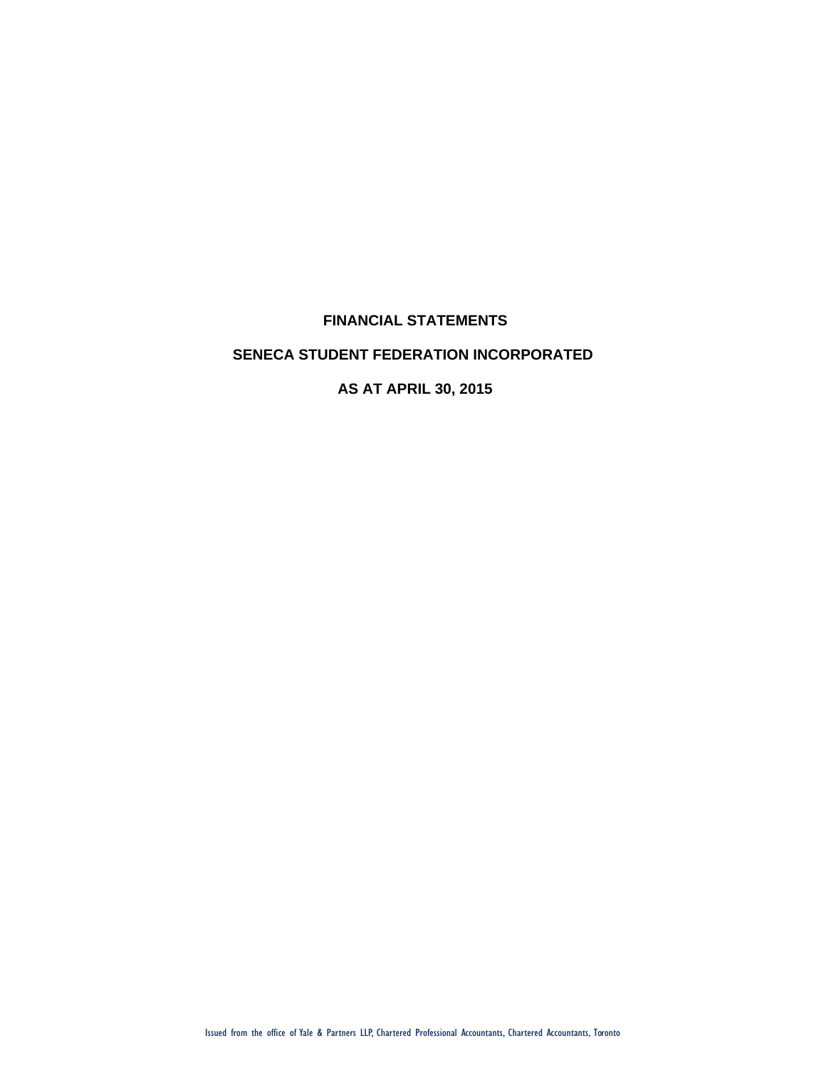# FINANCIAL STATEMENTS

# SENECA STUDENT FEDERATION INCORPORATED

# AS AT APRIL 30, 2015

Issued from the office of Yale & Partners LLP, Chartered Professional Accountants, Chartered Accountants, Toronto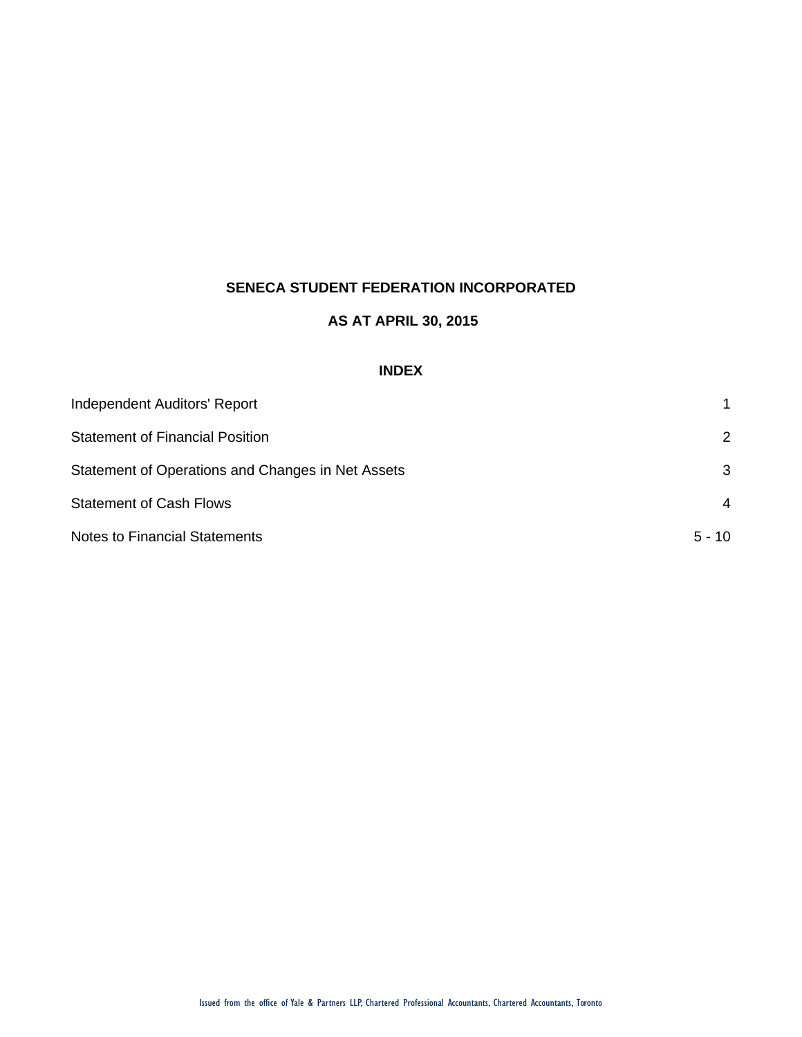# SENECA STUDENT FEDERATION INCORPORATED

## AS AT APRIL 30, 2015

### INDEX

| | |
|---|---|
| Independent Auditors' Report | 1 |
| Statement of Financial Position | 2 |
| Statement of Operations and Changes in Net Assets | 3 |
| Statement of Cash Flows | 4 |
| Notes to Financial Statements | 5 - 10 |

Issued from the office of Yale & Partners LLP, Chartered Professional Accountants, Chartered Accountants, Toronto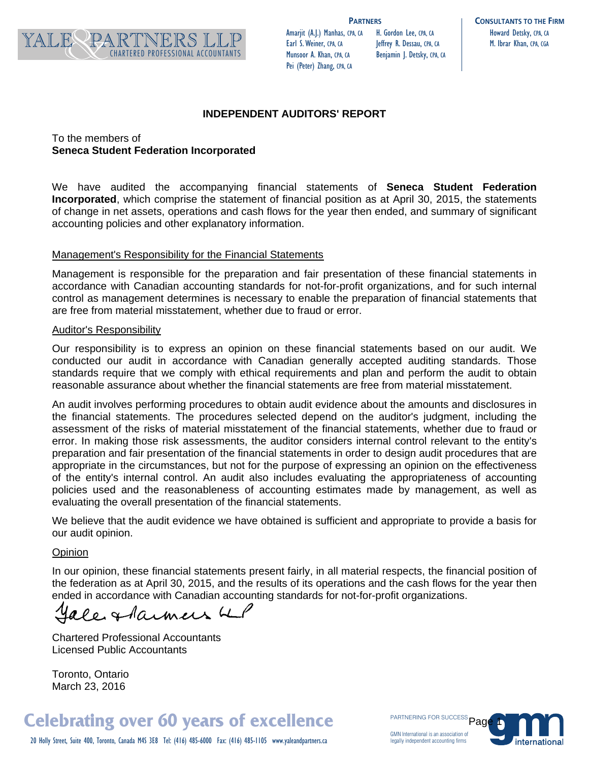YALE & PARTNERS LLP
CHARTERED PROFESSIONAL ACCOUNTANTS

**PARTNERS**

Amarjit (A.J.) Manhas, CPA, CA
Earl S. Weiner, CPA, CA
Munsoor A. Khan, CPA, CA
Pei (Peter) Zhang, CPA, CA
H. Gordon Lee, CPA, CA
Jeffrey R. Dessau, CPA, CA
Benjamin J. Detsky, CPA, CA

**CONSULTANTS TO THE FIRM**

Howard Detsky, CPA, CA
M. Ibrar Khan, CPA, CGA

# INDEPENDENT AUDITORS' REPORT

To the members of
**Seneca Student Federation Incorporated**

We have audited the accompanying financial statements of **Seneca Student Federation Incorporated**, which comprise the statement of financial position as at April 30, 2015, the statements of change in net assets, operations and cash flows for the year then ended, and summary of significant accounting policies and other explanatory information.

## Management's Responsibility for the Financial Statements

Management is responsible for the preparation and fair presentation of these financial statements in accordance with Canadian accounting standards for not-for-profit organizations, and for such internal control as management determines is necessary to enable the preparation of financial statements that are free from material misstatement, whether due to fraud or error.

## Auditor's Responsibility

Our responsibility is to express an opinion on these financial statements based on our audit. We conducted our audit in accordance with Canadian generally accepted auditing standards. Those standards require that we comply with ethical requirements and plan and perform the audit to obtain reasonable assurance about whether the financial statements are free from material misstatement.

An audit involves performing procedures to obtain audit evidence about the amounts and disclosures in the financial statements. The procedures selected depend on the auditor's judgment, including the assessment of the risks of material misstatement of the financial statements, whether due to fraud or error. In making those risk assessments, the auditor considers internal control relevant to the entity's preparation and fair presentation of the financial statements in order to design audit procedures that are appropriate in the circumstances, but not for the purpose of expressing an opinion on the effectiveness of the entity's internal control. An audit also includes evaluating the appropriateness of accounting policies used and the reasonableness of accounting estimates made by management, as well as evaluating the overall presentation of the financial statements.

We believe that the audit evidence we have obtained is sufficient and appropriate to provide a basis for our audit opinion.

## Opinion

In our opinion, these financial statements present fairly, in all material respects, the financial position of the federation as at April 30, 2015, and the results of its operations and the cash flows for the year then ended in accordance with Canadian accounting standards for not-for-profit organizations.

Yale & Partners LLP

Chartered Professional Accountants
Licensed Public Accountants

Toronto, Ontario
March 23, 2016

Celebrating over 60 years of excellence

20 Holly Street, Suite 400, Toronto, Canada M4S 3E8 Tel: (416) 485-6000 Fax: (416) 485-1105 www.yaleandpartners.ca

PARTNERING FOR SUCCESS
GMN International is an association of legally independent accounting firms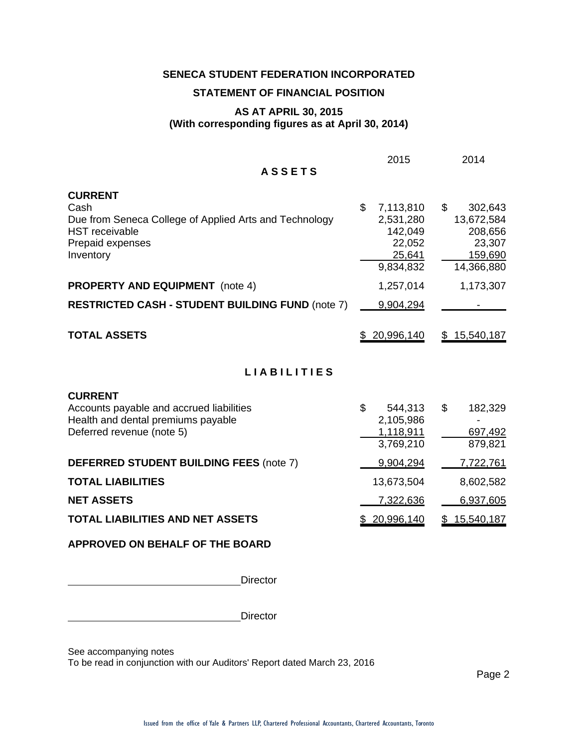**SENECA STUDENT FEDERATION INCORPORATED**

**STATEMENT OF FINANCIAL POSITION**

**AS AT APRIL 30, 2015**
**(With corresponding figures as at April 30, 2014)**

| | 2015 | 2014 |
|---|---|---|
| **ASSETS** | | |
| **CURRENT** | | |
| Cash | $ 7,113,810 | $ 302,643 |
| Due from Seneca College of Applied Arts and Technology | 2,531,280 | 13,672,584 |
| HST receivable | 142,049 | 208,656 |
| Prepaid expenses | 22,052 | 23,307 |
| Inventory | 25,641 | 159,690 |
| | 9,834,832 | 14,366,880 |
| **PROPERTY AND EQUIPMENT** (note 4) | 1,257,014 | 1,173,307 |
| **RESTRICTED CASH - STUDENT BUILDING FUND** (note 7) | 9,904,294 | - |
| **TOTAL ASSETS** | $ 20,996,140 | $ 15,540,187 |
| **LIABILITIES** | | |
| **CURRENT** | | |
| Accounts payable and accrued liabilities | $ 544,313 | $ 182,329 |
| Health and dental premiums payable | 2,105,986 | - |
| Deferred revenue (note 5) | 1,118,911 | 697,492 |
| | 3,769,210 | 879,821 |
| **DEFERRED STUDENT BUILDING FEES** (note 7) | 9,904,294 | 7,722,761 |
| **TOTAL LIABILITIES** | 13,673,504 | 8,602,582 |
| **NET ASSETS** | 7,322,636 | 6,937,605 |
| **TOTAL LIABILITIES AND NET ASSETS** | $ 20,996,140 | $ 15,540,187 |

**APPROVED ON BEHALF OF THE BOARD**

______________________________ Director

______________________________ Director

See accompanying notes
To be read in conjunction with our Auditors' Report dated March 23, 2016

Issued from the office of Yale & Partners LLP, Chartered Professional Accountants, Chartered Accountants, Toronto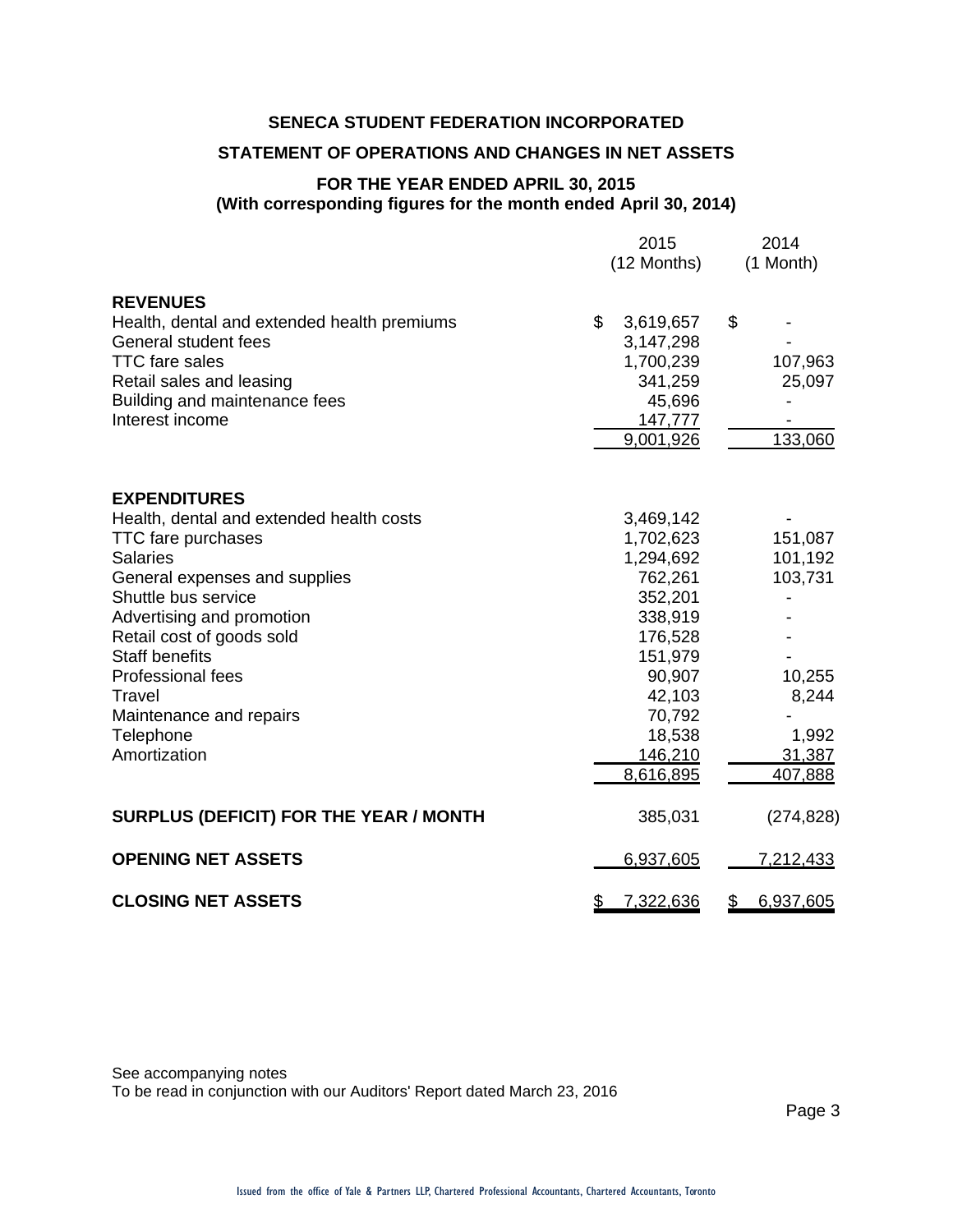**SENECA STUDENT FEDERATION INCORPORATED**

**STATEMENT OF OPERATIONS AND CHANGES IN NET ASSETS**

**FOR THE YEAR ENDED APRIL 30, 2015**
**(With corresponding figures for the month ended April 30, 2014)**

| | 2015 (12 Months) | 2014 (1 Month) |
|---|---|---|
| **REVENUES** | | |
| Health, dental and extended health premiums | $ 3,619,657 | $ - |
| General student fees | 3,147,298 | - |
| TTC fare sales | 1,700,239 | 107,963 |
| Retail sales and leasing | 341,259 | 25,097 |
| Building and maintenance fees | 45,696 | - |
| Interest income | 147,777 | - |
| | 9,001,926 | 133,060 |
| **EXPENDITURES** | | |
| Health, dental and extended health costs | 3,469,142 | - |
| TTC fare purchases | 1,702,623 | 151,087 |
| Salaries | 1,294,692 | 101,192 |
| General expenses and supplies | 762,261 | 103,731 |
| Shuttle bus service | 352,201 | - |
| Advertising and promotion | 338,919 | - |
| Retail cost of goods sold | 176,528 | - |
| Staff benefits | 151,979 | - |
| Professional fees | 90,907 | 10,255 |
| Travel | 42,103 | 8,244 |
| Maintenance and repairs | 70,792 | - |
| Telephone | 18,538 | 1,992 |
| Amortization | 146,210 | 31,387 |
| | 8,616,895 | 407,888 |
| **SURPLUS (DEFICIT) FOR THE YEAR / MONTH** | 385,031 | (274,828) |
| **OPENING NET ASSETS** | 6,937,605 | 7,212,433 |
| **CLOSING NET ASSETS** | $ 7,322,636 | $ 6,937,605 |

See accompanying notes
To be read in conjunction with our Auditors' Report dated March 23, 2016

Issued from the office of Yale & Partners LLP, Chartered Professional Accountants, Chartered Accountants, Toronto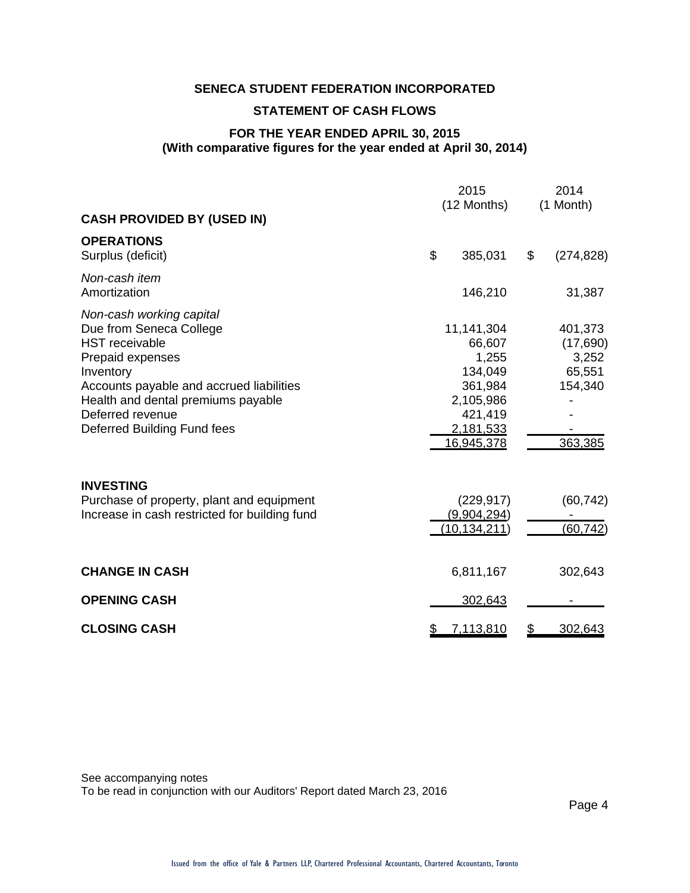**SENECA STUDENT FEDERATION INCORPORATED**

**STATEMENT OF CASH FLOWS**

**FOR THE YEAR ENDED APRIL 30, 2015**
**(With comparative figures for the year ended at April 30, 2014)**

| | 2015 (12 Months) | 2014 (1 Month) |
|---|---|---|
| **CASH PROVIDED BY (USED IN)** | | |
| **OPERATIONS** | | |
| Surplus (deficit) | $ 385,031 | $ (274,828) |
| *Non-cash item* | | |
| Amortization | 146,210 | 31,387 |
| *Non-cash working capital* | | |
| Due from Seneca College | 11,141,304 | 401,373 |
| HST receivable | 66,607 | (17,690) |
| Prepaid expenses | 1,255 | 3,252 |
| Inventory | 134,049 | 65,551 |
| Accounts payable and accrued liabilities | 361,984 | 154,340 |
| Health and dental premiums payable | 2,105,986 | - |
| Deferred revenue | 421,419 | - |
| Deferred Building Fund fees | 2,181,533 | - |
| | 16,945,378 | 363,385 |
| **INVESTING** | | |
| Purchase of property, plant and equipment | (229,917) | (60,742) |
| Increase in cash restricted for building fund | (9,904,294) | - |
| | (10,134,211) | (60,742) |
| **CHANGE IN CASH** | 6,811,167 | 302,643 |
| **OPENING CASH** | 302,643 | - |
| **CLOSING CASH** | $ 7,113,810 | $ 302,643 |

See accompanying notes
To be read in conjunction with our Auditors' Report dated March 23, 2016

Issued from the office of Yale & Partners LLP, Chartered Professional Accountants, Chartered Accountants, Toronto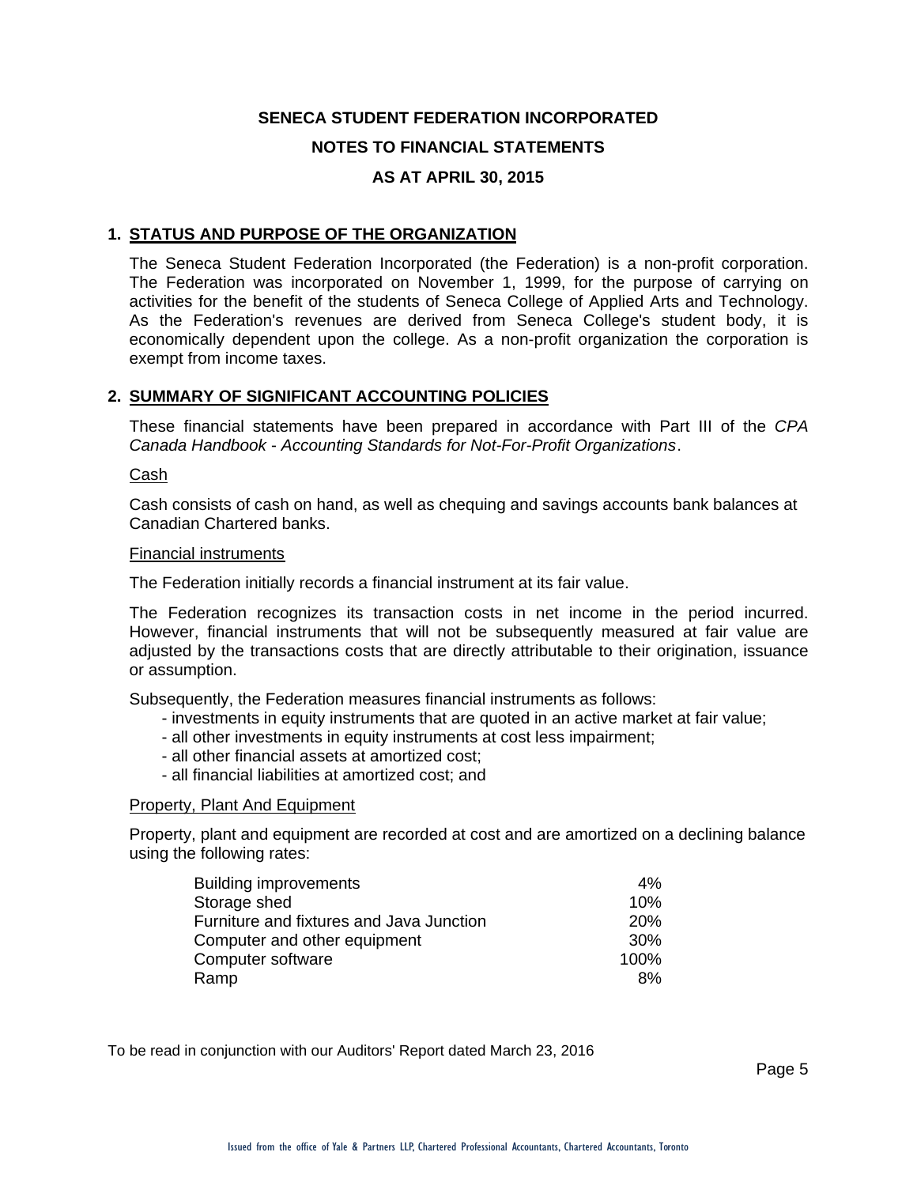**SENECA STUDENT FEDERATION INCORPORATED**

**NOTES TO FINANCIAL STATEMENTS**

**AS AT APRIL 30, 2015**

## 1. STATUS AND PURPOSE OF THE ORGANIZATION

The Seneca Student Federation Incorporated (the Federation) is a non-profit corporation. The Federation was incorporated on November 1, 1999, for the purpose of carrying on activities for the benefit of the students of Seneca College of Applied Arts and Technology. As the Federation's revenues are derived from Seneca College's student body, it is economically dependent upon the college. As a non-profit organization the corporation is exempt from income taxes.

## 2. SUMMARY OF SIGNIFICANT ACCOUNTING POLICIES

These financial statements have been prepared in accordance with Part III of the *CPA Canada Handbook - Accounting Standards for Not-For-Profit Organizations*.

Cash

Cash consists of cash on hand, as well as chequing and savings accounts bank balances at Canadian Chartered banks.

Financial instruments

The Federation initially records a financial instrument at its fair value.

The Federation recognizes its transaction costs in net income in the period incurred. However, financial instruments that will not be subsequently measured at fair value are adjusted by the transactions costs that are directly attributable to their origination, issuance or assumption.

Subsequently, the Federation measures financial instruments as follows:

- investments in equity instruments that are quoted in an active market at fair value;
- all other investments in equity instruments at cost less impairment;
- all other financial assets at amortized cost;
- all financial liabilities at amortized cost; and

Property, Plant And Equipment

Property, plant and equipment are recorded at cost and are amortized on a declining balance using the following rates:

| | |
|---|---|
| Building improvements | 4% |
| Storage shed | 10% |
| Furniture and fixtures and Java Junction | 20% |
| Computer and other equipment | 30% |
| Computer software | 100% |
| Ramp | 8% |

To be read in conjunction with our Auditors' Report dated March 23, 2016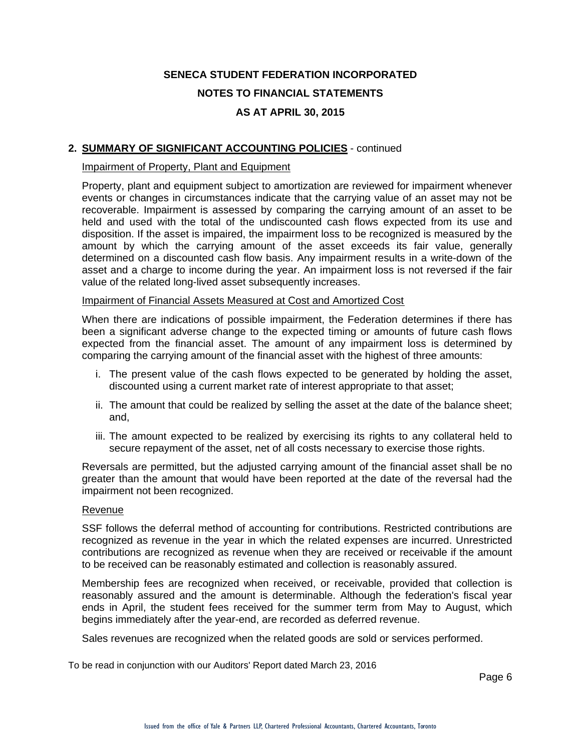**SENECA STUDENT FEDERATION INCORPORATED**

**NOTES TO FINANCIAL STATEMENTS**

**AS AT APRIL 30, 2015**

## 2. SUMMARY OF SIGNIFICANT ACCOUNTING POLICIES - continued

Impairment of Property, Plant and Equipment

Property, plant and equipment subject to amortization are reviewed for impairment whenever events or changes in circumstances indicate that the carrying value of an asset may not be recoverable. Impairment is assessed by comparing the carrying amount of an asset to be held and used with the total of the undiscounted cash flows expected from its use and disposition. If the asset is impaired, the impairment loss to be recognized is measured by the amount by which the carrying amount of the asset exceeds its fair value, generally determined on a discounted cash flow basis. Any impairment results in a write-down of the asset and a charge to income during the year. An impairment loss is not reversed if the fair value of the related long-lived asset subsequently increases.

Impairment of Financial Assets Measured at Cost and Amortized Cost

When there are indications of possible impairment, the Federation determines if there has been a significant adverse change to the expected timing or amounts of future cash flows expected from the financial asset. The amount of any impairment loss is determined by comparing the carrying amount of the financial asset with the highest of three amounts:

i. The present value of the cash flows expected to be generated by holding the asset, discounted using a current market rate of interest appropriate to that asset;

ii. The amount that could be realized by selling the asset at the date of the balance sheet; and,

iii. The amount expected to be realized by exercising its rights to any collateral held to secure repayment of the asset, net of all costs necessary to exercise those rights.

Reversals are permitted, but the adjusted carrying amount of the financial asset shall be no greater than the amount that would have been reported at the date of the reversal had the impairment not been recognized.

Revenue

SSF follows the deferral method of accounting for contributions. Restricted contributions are recognized as revenue in the year in which the related expenses are incurred. Unrestricted contributions are recognized as revenue when they are received or receivable if the amount to be received can be reasonably estimated and collection is reasonably assured.

Membership fees are recognized when received, or receivable, provided that collection is reasonably assured and the amount is determinable. Although the federation's fiscal year ends in April, the student fees received for the summer term from May to August, which begins immediately after the year-end, are recorded as deferred revenue.

Sales revenues are recognized when the related goods are sold or services performed.

To be read in conjunction with our Auditors' Report dated March 23, 2016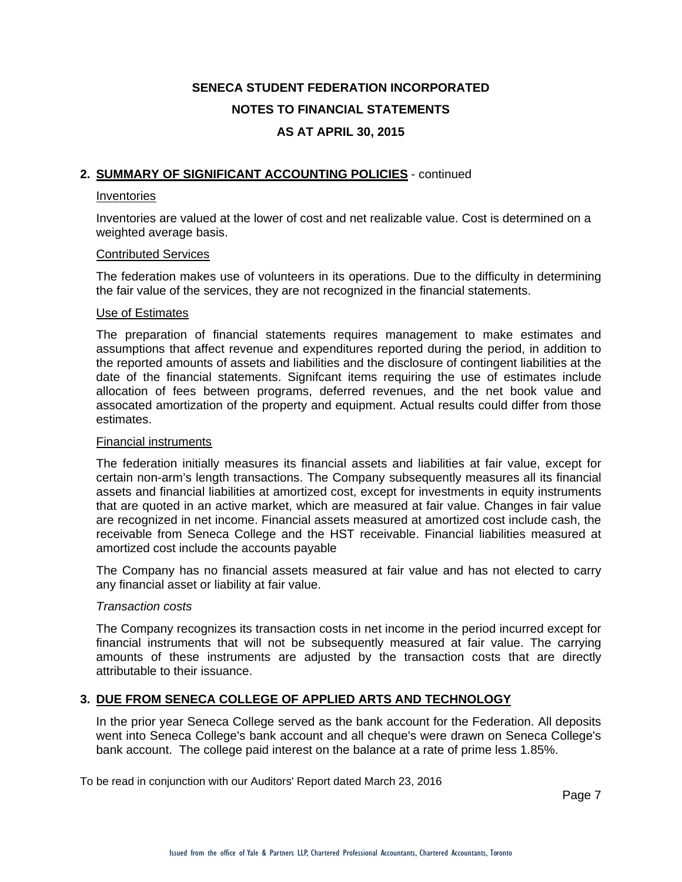**SENECA STUDENT FEDERATION INCORPORATED**

**NOTES TO FINANCIAL STATEMENTS**

**AS AT APRIL 30, 2015**

## 2. SUMMARY OF SIGNIFICANT ACCOUNTING POLICIES - continued

Inventories

Inventories are valued at the lower of cost and net realizable value. Cost is determined on a weighted average basis.

Contributed Services

The federation makes use of volunteers in its operations. Due to the difficulty in determining the fair value of the services, they are not recognized in the financial statements.

Use of Estimates

The preparation of financial statements requires management to make estimates and assumptions that affect revenue and expenditures reported during the period, in addition to the reported amounts of assets and liabilities and the disclosure of contingent liabilities at the date of the financial statements. Signifcant items requiring the use of estimates include allocation of fees between programs, deferred revenues, and the net book value and assocated amortization of the property and equipment. Actual results could differ from those estimates.

Financial instruments

The federation initially measures its financial assets and liabilities at fair value, except for certain non-arm's length transactions. The Company subsequently measures all its financial assets and financial liabilities at amortized cost, except for investments in equity instruments that are quoted in an active market, which are measured at fair value. Changes in fair value are recognized in net income. Financial assets measured at amortized cost include cash, the receivable from Seneca College and the HST receivable. Financial liabilities measured at amortized cost include the accounts payable

The Company has no financial assets measured at fair value and has not elected to carry any financial asset or liability at fair value.

*Transaction costs*

The Company recognizes its transaction costs in net income in the period incurred except for financial instruments that will not be subsequently measured at fair value. The carrying amounts of these instruments are adjusted by the transaction costs that are directly attributable to their issuance.

## 3. DUE FROM SENECA COLLEGE OF APPLIED ARTS AND TECHNOLOGY

In the prior year Seneca College served as the bank account for the Federation. All deposits went into Seneca College's bank account and all cheque's were drawn on Seneca College's bank account. The college paid interest on the balance at a rate of prime less 1.85%.

To be read in conjunction with our Auditors' Report dated March 23, 2016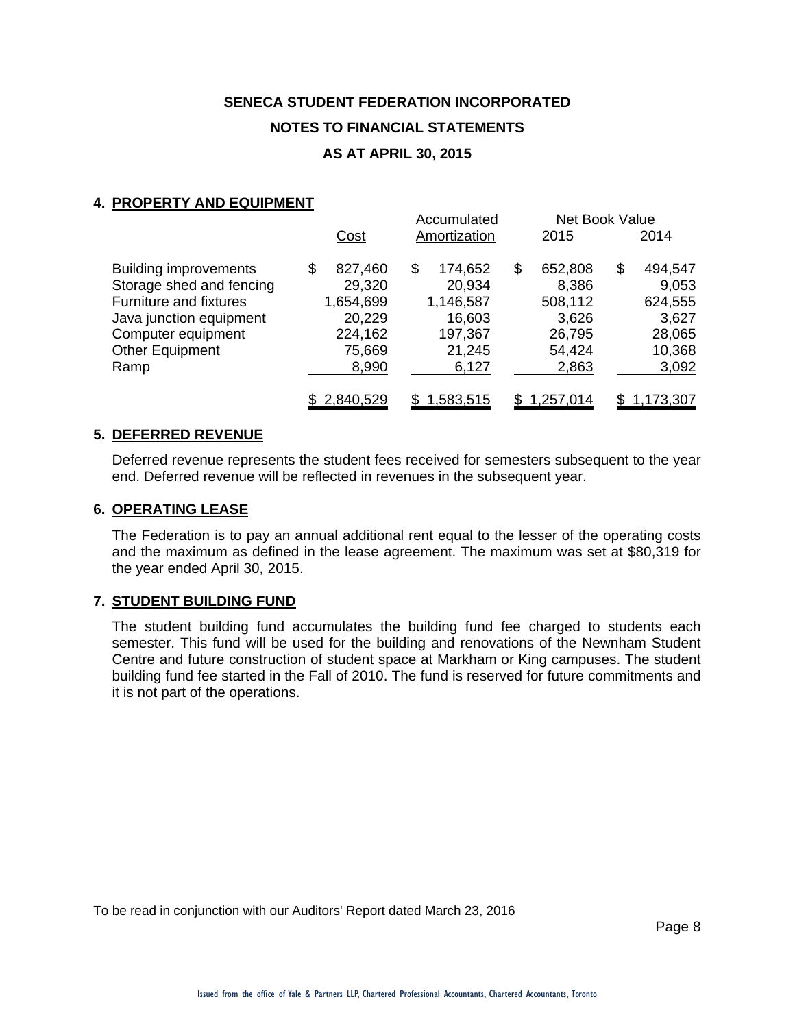**SENECA STUDENT FEDERATION INCORPORATED**

**NOTES TO FINANCIAL STATEMENTS**

**AS AT APRIL 30, 2015**

## 4. PROPERTY AND EQUIPMENT

| | Cost | Accumulated Amortization | Net Book Value 2015 | Net Book Value 2014 |
|---|---|---|---|---|
| Building improvements | $ 827,460 | $ 174,652 | $ 652,808 | $ 494,547 |
| Storage shed and fencing | 29,320 | 20,934 | 8,386 | 9,053 |
| Furniture and fixtures | 1,654,699 | 1,146,587 | 508,112 | 624,555 |
| Java junction equipment | 20,229 | 16,603 | 3,626 | 3,627 |
| Computer equipment | 224,162 | 197,367 | 26,795 | 28,065 |
| Other Equipment | 75,669 | 21,245 | 54,424 | 10,368 |
| Ramp | 8,990 | 6,127 | 2,863 | 3,092 |
| | $ 2,840,529 | $ 1,583,515 | $ 1,257,014 | $ 1,173,307 |

## 5. DEFERRED REVENUE

Deferred revenue represents the student fees received for semesters subsequent to the year end. Deferred revenue will be reflected in revenues in the subsequent year.

## 6. OPERATING LEASE

The Federation is to pay an annual additional rent equal to the lesser of the operating costs and the maximum as defined in the lease agreement. The maximum was set at $80,319 for the year ended April 30, 2015.

## 7. STUDENT BUILDING FUND

The student building fund accumulates the building fund fee charged to students each semester. This fund will be used for the building and renovations of the Newnham Student Centre and future construction of student space at Markham or King campuses. The student building fund fee started in the Fall of 2010. The fund is reserved for future commitments and it is not part of the operations.

To be read in conjunction with our Auditors' Report dated March 23, 2016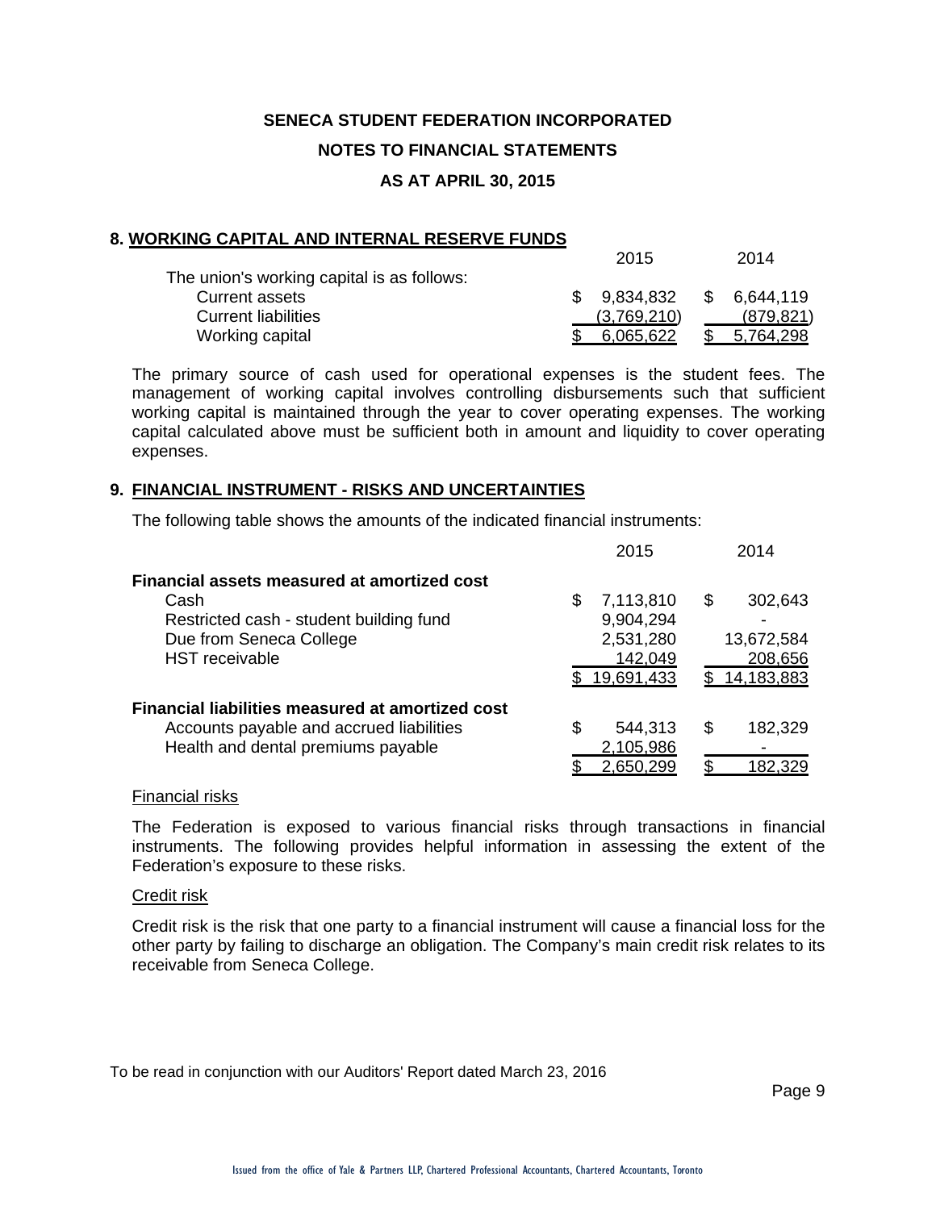**SENECA STUDENT FEDERATION INCORPORATED**

**NOTES TO FINANCIAL STATEMENTS**

**AS AT APRIL 30, 2015**

## 8. WORKING CAPITAL AND INTERNAL RESERVE FUNDS

| | 2015 | 2014 |
|---|---|---|
| The union's working capital is as follows: | | |
| Current assets | $ 9,834,832 | $ 6,644,119 |
| Current liabilities | (3,769,210) | (879,821) |
| Working capital | $ 6,065,622 | $ 5,764,298 |

The primary source of cash used for operational expenses is the student fees. The management of working capital involves controlling disbursements such that sufficient working capital is maintained through the year to cover operating expenses. The working capital calculated above must be sufficient both in amount and liquidity to cover operating expenses.

## 9. FINANCIAL INSTRUMENT - RISKS AND UNCERTAINTIES

The following table shows the amounts of the indicated financial instruments:

| | 2015 | 2014 |
|---|---|---|
| **Financial assets measured at amortized cost** | | |
| Cash | $ 7,113,810 | $ 302,643 |
| Restricted cash - student building fund | 9,904,294 | - |
| Due from Seneca College | 2,531,280 | 13,672,584 |
| HST receivable | 142,049 | 208,656 |
| | $ 19,691,433 | $ 14,183,883 |
| **Financial liabilities measured at amortized cost** | | |
| Accounts payable and accrued liabilities | $ 544,313 | $ 182,329 |
| Health and dental premiums payable | 2,105,986 | - |
| | $ 2,650,299 | $ 182,329 |

Financial risks

The Federation is exposed to various financial risks through transactions in financial instruments. The following provides helpful information in assessing the extent of the Federation's exposure to these risks.

Credit risk

Credit risk is the risk that one party to a financial instrument will cause a financial loss for the other party by failing to discharge an obligation. The Company's main credit risk relates to its receivable from Seneca College.

To be read in conjunction with our Auditors' Report dated March 23, 2016

Issued from the office of Yale & Partners LLP, Chartered Professional Accountants, Chartered Accountants, Toronto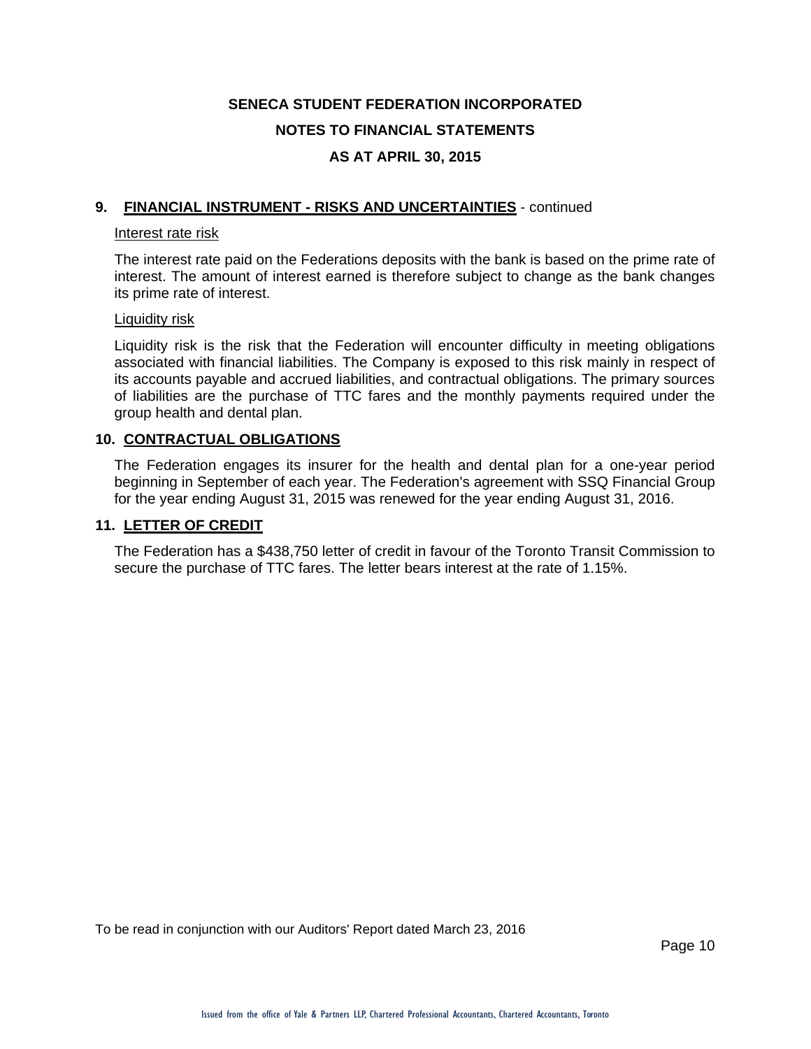# SENECA STUDENT FEDERATION INCORPORATED

## NOTES TO FINANCIAL STATEMENTS

## AS AT APRIL 30, 2015

### 9. FINANCIAL INSTRUMENT - RISKS AND UNCERTAINTIES - continued

Interest rate risk

The interest rate paid on the Federations deposits with the bank is based on the prime rate of interest. The amount of interest earned is therefore subject to change as the bank changes its prime rate of interest.

Liquidity risk

Liquidity risk is the risk that the Federation will encounter difficulty in meeting obligations associated with financial liabilities. The Company is exposed to this risk mainly in respect of its accounts payable and accrued liabilities, and contractual obligations. The primary sources of liabilities are the purchase of TTC fares and the monthly payments required under the group health and dental plan.

### 10. CONTRACTUAL OBLIGATIONS

The Federation engages its insurer for the health and dental plan for a one-year period beginning in September of each year. The Federation's agreement with SSQ Financial Group for the year ending August 31, 2015 was renewed for the year ending August 31, 2016.

### 11. LETTER OF CREDIT

The Federation has a $438,750 letter of credit in favour of the Toronto Transit Commission to secure the purchase of TTC fares. The letter bears interest at the rate of 1.15%.

To be read in conjunction with our Auditors' Report dated March 23, 2016